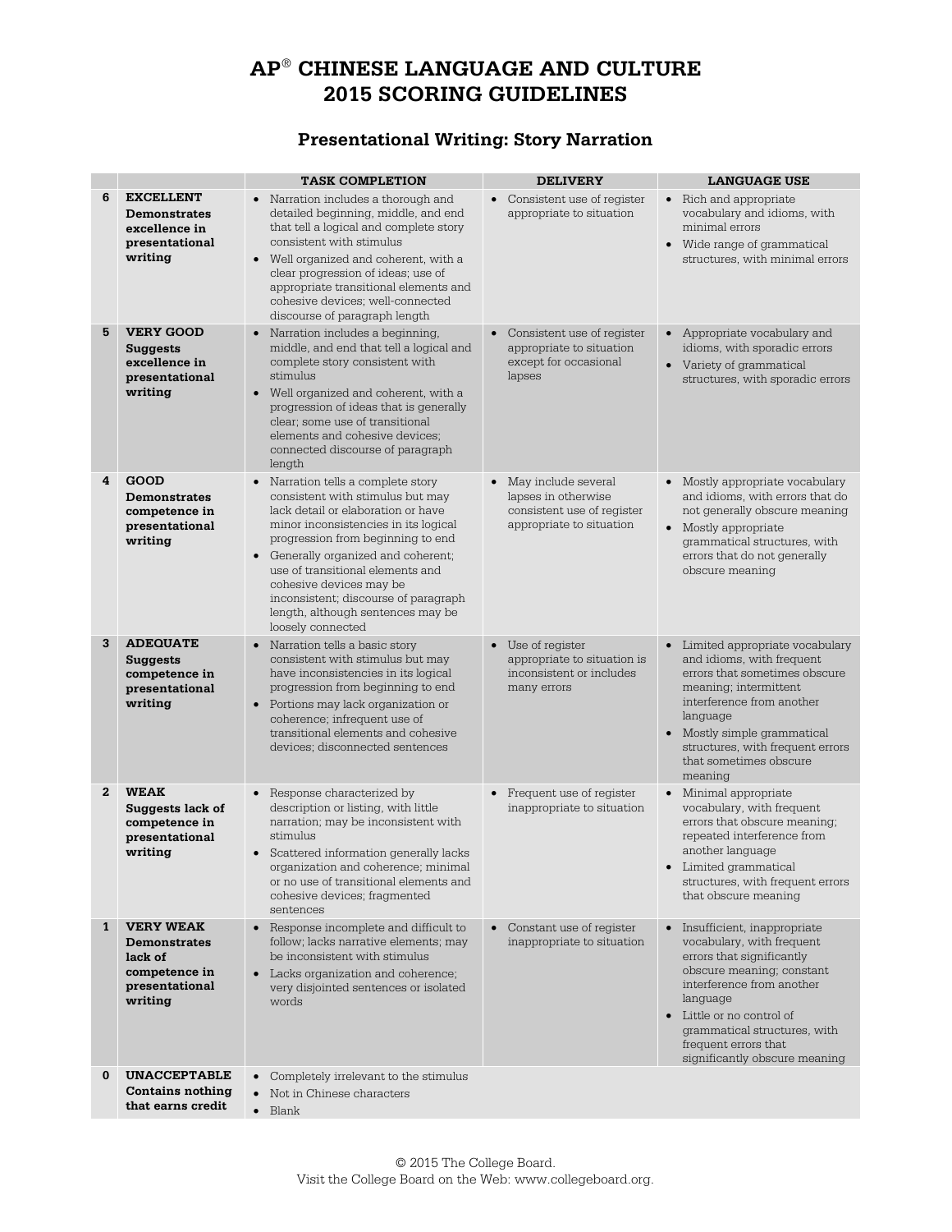# AP® CHINESE LANGUAGE AND CULTURE 2015 SCORING GUIDELINES

## Presentational Writing: Story Narration

| | | TASK COMPLETION | DELIVERY | LANGUAGE USE |
|---|---|---|---|---|
| 6 | **EXCELLENT** **Demonstrates excellence in presentational writing** | • Narration includes a thorough and detailed beginning, middle, and end that tell a logical and complete story consistent with stimulus<br>• Well organized and coherent, with a clear progression of ideas; use of appropriate transitional elements and cohesive devices; well-connected discourse of paragraph length | • Consistent use of register appropriate to situation | • Rich and appropriate vocabulary and idioms, with minimal errors<br>• Wide range of grammatical structures, with minimal errors |
| 5 | **VERY GOOD** **Suggests excellence in presentational writing** | • Narration includes a beginning, middle, and end that tell a logical and complete story consistent with stimulus<br>• Well organized and coherent, with a progression of ideas that is generally clear; some use of transitional elements and cohesive devices; connected discourse of paragraph length | • Consistent use of register appropriate to situation except for occasional lapses | • Appropriate vocabulary and idioms, with sporadic errors<br>• Variety of grammatical structures, with sporadic errors |
| 4 | **GOOD** **Demonstrates competence in presentational writing** | • Narration tells a complete story consistent with stimulus but may lack detail or elaboration or have minor inconsistencies in its logical progression from beginning to end<br>• Generally organized and coherent; use of transitional elements and cohesive devices may be inconsistent; discourse of paragraph length, although sentences may be loosely connected | • May include several lapses in otherwise consistent use of register appropriate to situation | • Mostly appropriate vocabulary and idioms, with errors that do not generally obscure meaning<br>• Mostly appropriate grammatical structures, with errors that do not generally obscure meaning |
| 3 | **ADEQUATE** **Suggests competence in presentational writing** | • Narration tells a basic story consistent with stimulus but may have inconsistencies in its logical progression from beginning to end<br>• Portions may lack organization or coherence; infrequent use of transitional elements and cohesive devices; disconnected sentences | • Use of register appropriate to situation is inconsistent or includes many errors | • Limited appropriate vocabulary and idioms, with frequent errors that sometimes obscure meaning; intermittent interference from another language<br>• Mostly simple grammatical structures, with frequent errors that sometimes obscure meaning |
| 2 | **WEAK** **Suggests lack of competence in presentational writing** | • Response characterized by description or listing, with little narration; may be inconsistent with stimulus<br>• Scattered information generally lacks organization and coherence; minimal or no use of transitional elements and cohesive devices; fragmented sentences | • Frequent use of register inappropriate to situation | • Minimal appropriate vocabulary, with frequent errors that obscure meaning; repeated interference from another language<br>• Limited grammatical structures, with frequent errors that obscure meaning |
| 1 | **VERY WEAK** **Demonstrates lack of competence in presentational writing** | • Response incomplete and difficult to follow; lacks narrative elements; may be inconsistent with stimulus<br>• Lacks organization and coherence; very disjointed sentences or isolated words | • Constant use of register inappropriate to situation | • Insufficient, inappropriate vocabulary, with frequent errors that significantly obscure meaning; constant interference from another language<br>• Little or no control of grammatical structures, with frequent errors that significantly obscure meaning |
| 0 | **UNACCEPTABLE** **Contains nothing that earns credit** | • Completely irrelevant to the stimulus<br>• Not in Chinese characters<br>• Blank | | |

© 2015 The College Board.
Visit the College Board on the Web: www.collegeboard.org.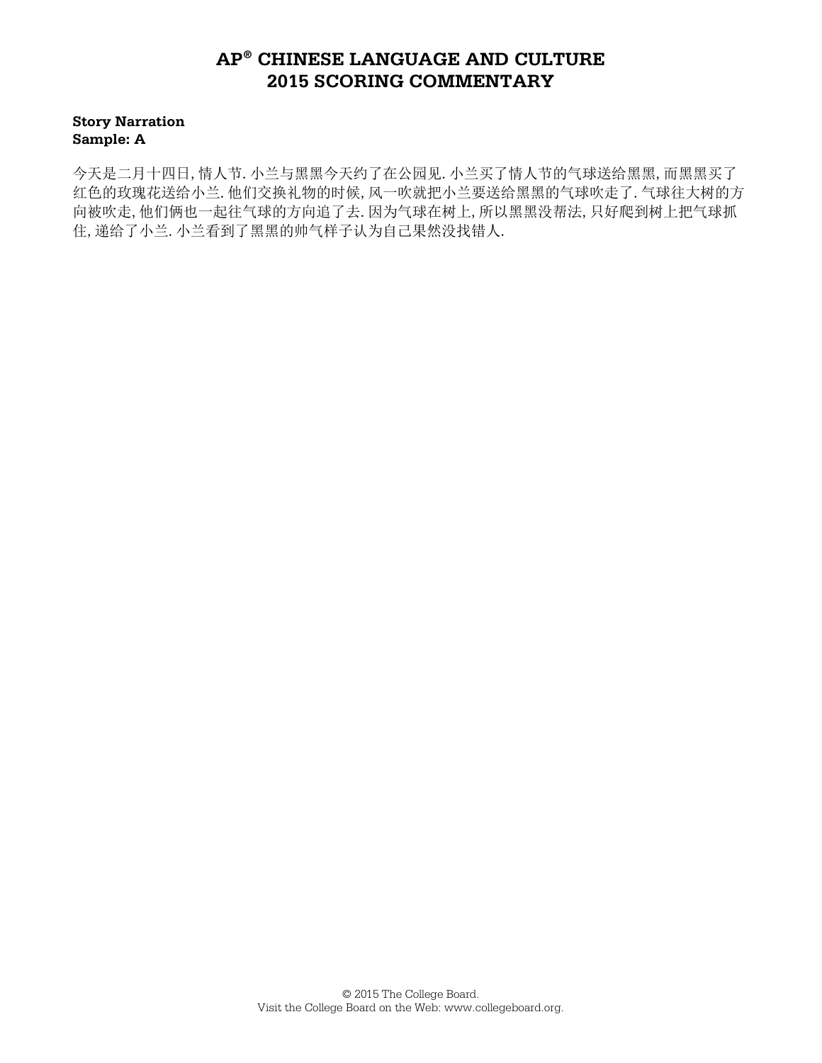# AP® CHINESE LANGUAGE AND CULTURE 2015 SCORING COMMENTARY

**Story Narration**
**Sample: A**

今天是二月十四日, 情人节. 小兰与黑黑今天约了在公园见. 小兰买了情人节的气球送给黑黑, 而黑黑买了红色的玫瑰花送给小兰. 他们交换礼物的时候, 风一吹就把小兰要送给黑黑的气球吹走了. 气球往大树的方向被吹走, 他们俩也一起往气球的方向追了去. 因为气球在树上, 所以黑黑没帮法, 只好爬到树上把气球抓住, 递给了小兰. 小兰看到了黑黑的帅气样子认为自己果然没找错人.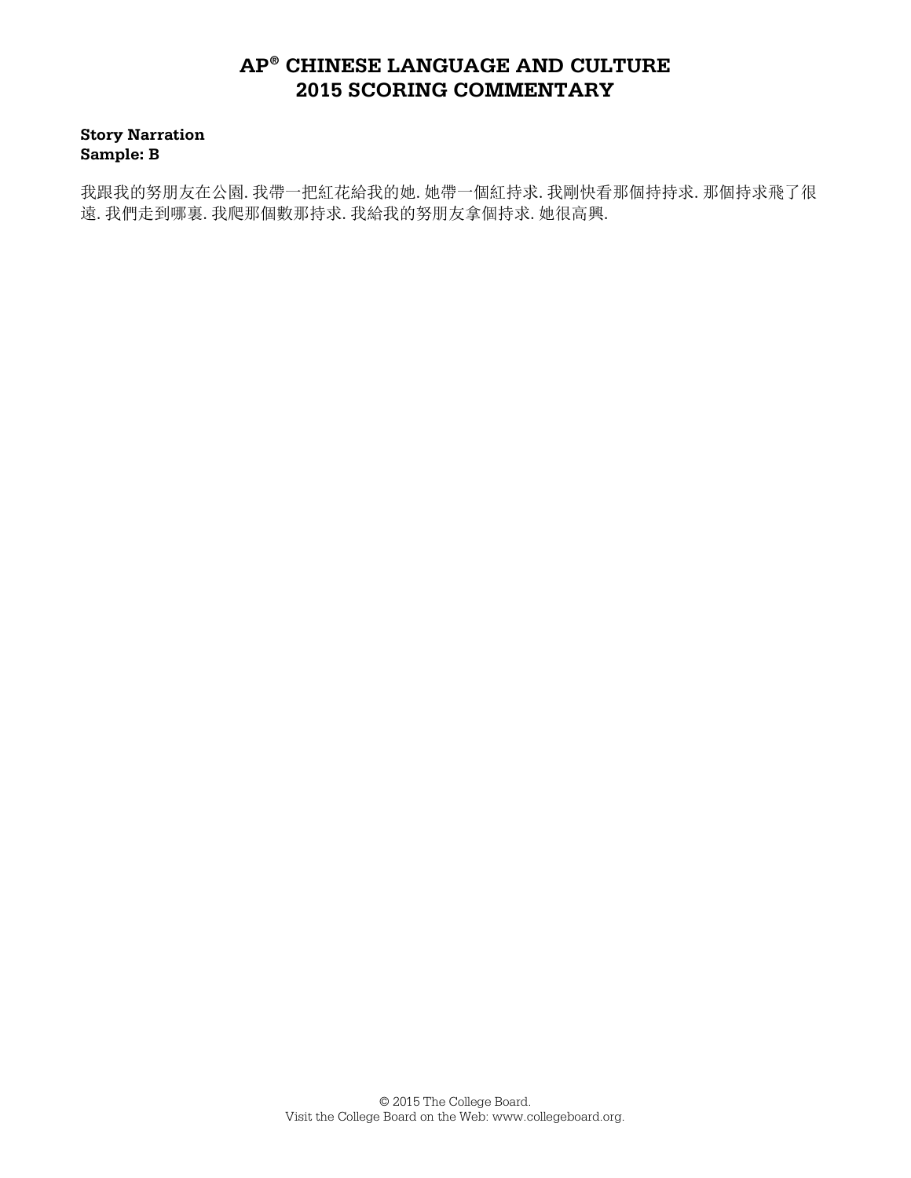**AP® CHINESE LANGUAGE AND CULTURE 2015 SCORING COMMENTARY**

**Story Narration**
**Sample: B**

我跟我的努朋友在公園. 我帶一把紅花給我的她. 她帶一個紅持求. 我剛快看那個持持求. 那個持求飛了很遠. 我們走到哪裏. 我爬那個數那持求. 我給我的努朋友拿個持求. 她很高興.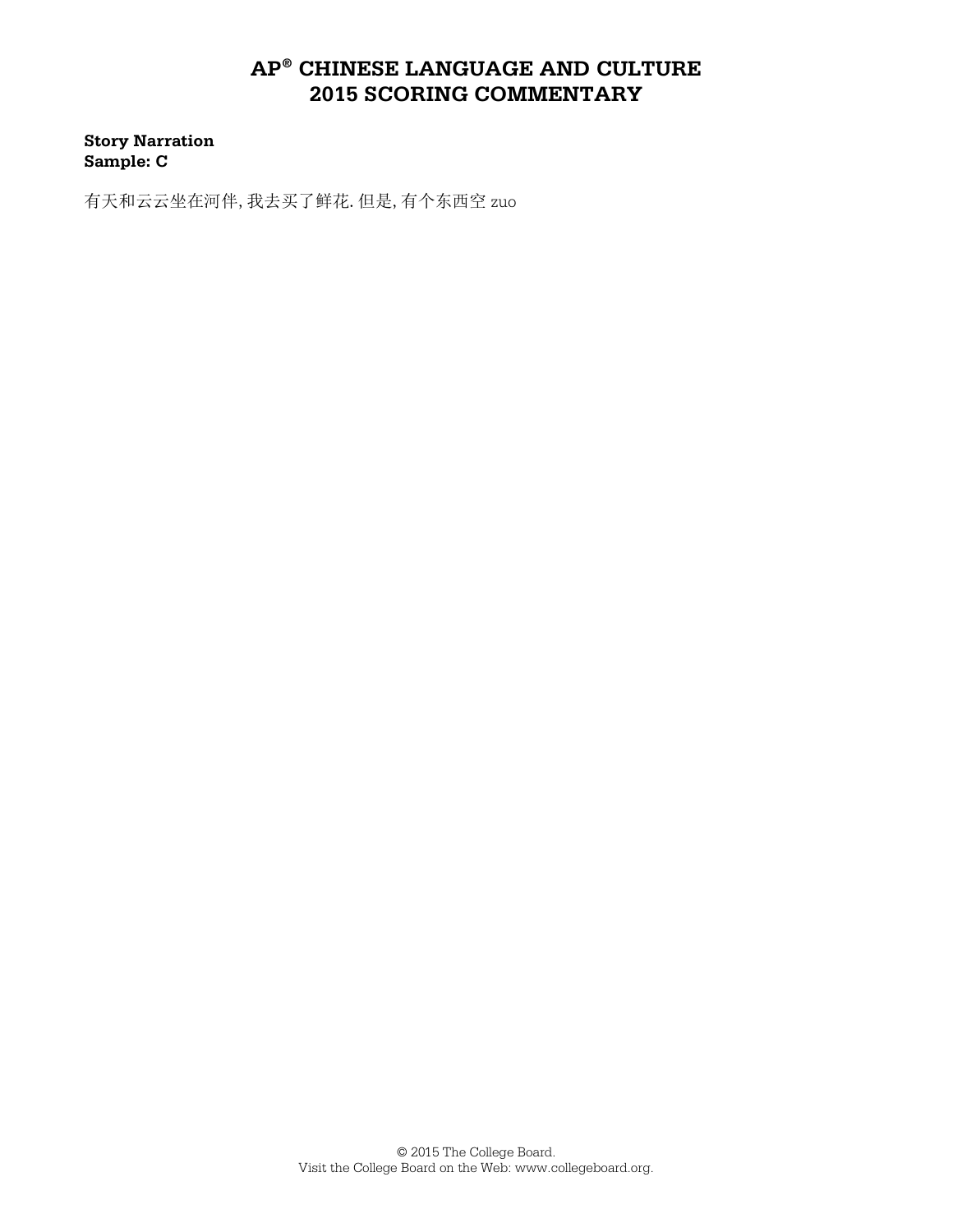**Story Narration**
**Sample: C**

有天和云云坐在河伴, 我去买了鲜花. 但是, 有个东西空 zuo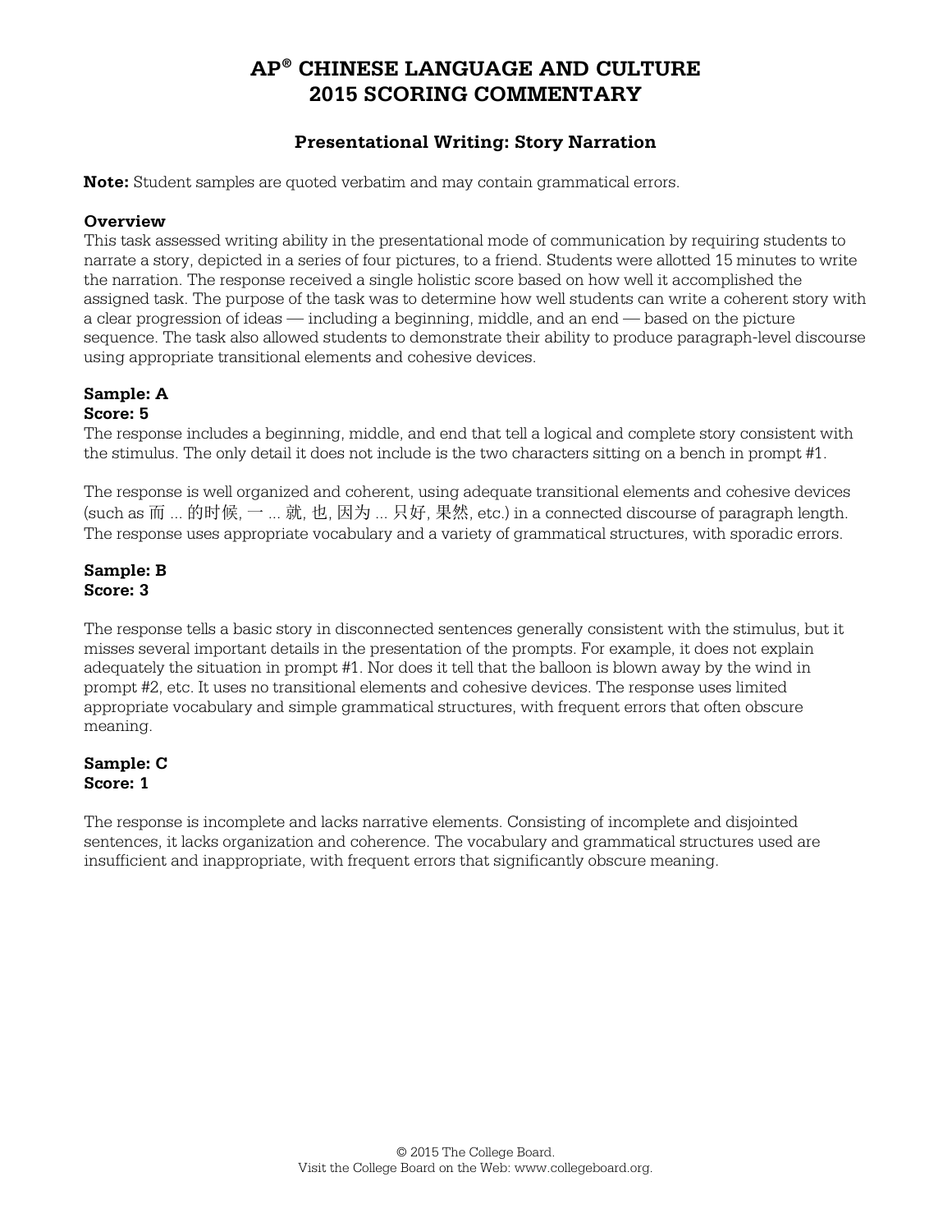# AP® CHINESE LANGUAGE AND CULTURE 2015 SCORING COMMENTARY

## Presentational Writing: Story Narration

**Note:** Student samples are quoted verbatim and may contain grammatical errors.

### Overview

This task assessed writing ability in the presentational mode of communication by requiring students to narrate a story, depicted in a series of four pictures, to a friend. Students were allotted 15 minutes to write the narration. The response received a single holistic score based on how well it accomplished the assigned task. The purpose of the task was to determine how well students can write a coherent story with a clear progression of ideas — including a beginning, middle, and an end — based on the picture sequence. The task also allowed students to demonstrate their ability to produce paragraph-level discourse using appropriate transitional elements and cohesive devices.

**Sample: A**
**Score: 5**

The response includes a beginning, middle, and end that tell a logical and complete story consistent with the stimulus. The only detail it does not include is the two characters sitting on a bench in prompt #1.

The response is well organized and coherent, using adequate transitional elements and cohesive devices (such as 而 ... 的时候, 一 ... 就, 也, 因为 ... 只好, 果然, etc.) in a connected discourse of paragraph length. The response uses appropriate vocabulary and a variety of grammatical structures, with sporadic errors.

**Sample: B**
**Score: 3**

The response tells a basic story in disconnected sentences generally consistent with the stimulus, but it misses several important details in the presentation of the prompts. For example, it does not explain adequately the situation in prompt #1. Nor does it tell that the balloon is blown away by the wind in prompt #2, etc. It uses no transitional elements and cohesive devices. The response uses limited appropriate vocabulary and simple grammatical structures, with frequent errors that often obscure meaning.

**Sample: C**
**Score: 1**

The response is incomplete and lacks narrative elements. Consisting of incomplete and disjointed sentences, it lacks organization and coherence. The vocabulary and grammatical structures used are insufficient and inappropriate, with frequent errors that significantly obscure meaning.